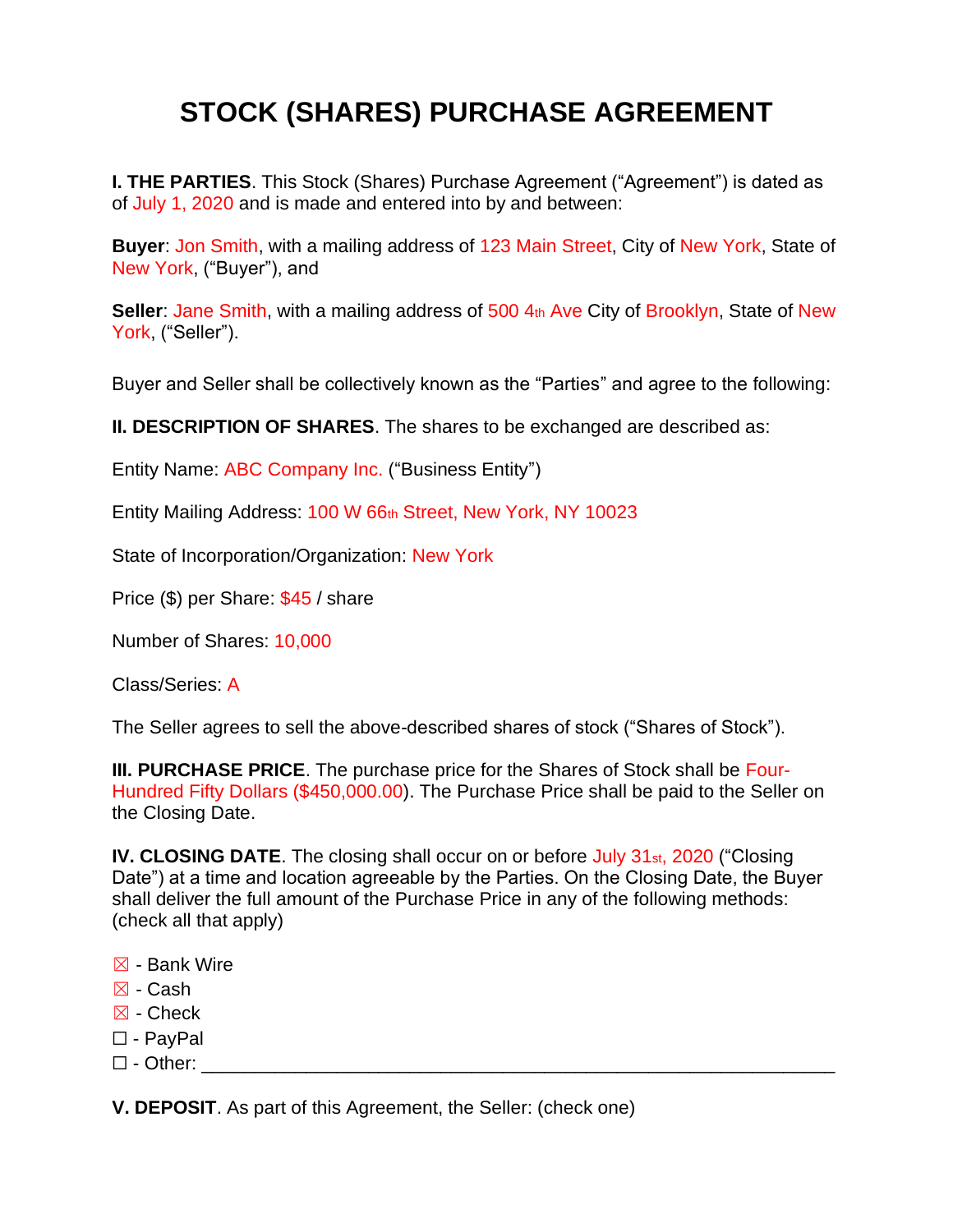# STOCK (SHARES) PURCHASE AGREEMENT

**I. THE PARTIES**. This Stock (Shares) Purchase Agreement ("Agreement") is dated as of July 1, 2020 and is made and entered into by and between:

**Buyer**: Jon Smith, with a mailing address of 123 Main Street, City of New York, State of New York, ("Buyer"), and

**Seller**: Jane Smith, with a mailing address of 500 4th Ave City of Brooklyn, State of New York, ("Seller").

Buyer and Seller shall be collectively known as the "Parties" and agree to the following:

**II. DESCRIPTION OF SHARES**. The shares to be exchanged are described as:

Entity Name: ABC Company Inc. ("Business Entity")

Entity Mailing Address: 100 W 66th Street, New York, NY 10023

State of Incorporation/Organization: New York

Price ($) per Share: $45 / share

Number of Shares: 10,000

Class/Series: A

The Seller agrees to sell the above-described shares of stock ("Shares of Stock").

**III. PURCHASE PRICE**. The purchase price for the Shares of Stock shall be Four-Hundred Fifty Dollars ($450,000.00). The Purchase Price shall be paid to the Seller on the Closing Date.

**IV. CLOSING DATE**. The closing shall occur on or before July 31st, 2020 ("Closing Date") at a time and location agreeable by the Parties. On the Closing Date, the Buyer shall deliver the full amount of the Purchase Price in any of the following methods: (check all that apply)

☒ - Bank Wire
☒ - Cash
☒ - Check
☐ - PayPal
☐ - Other: ____________________________________________________________

**V. DEPOSIT**. As part of this Agreement, the Seller: (check one)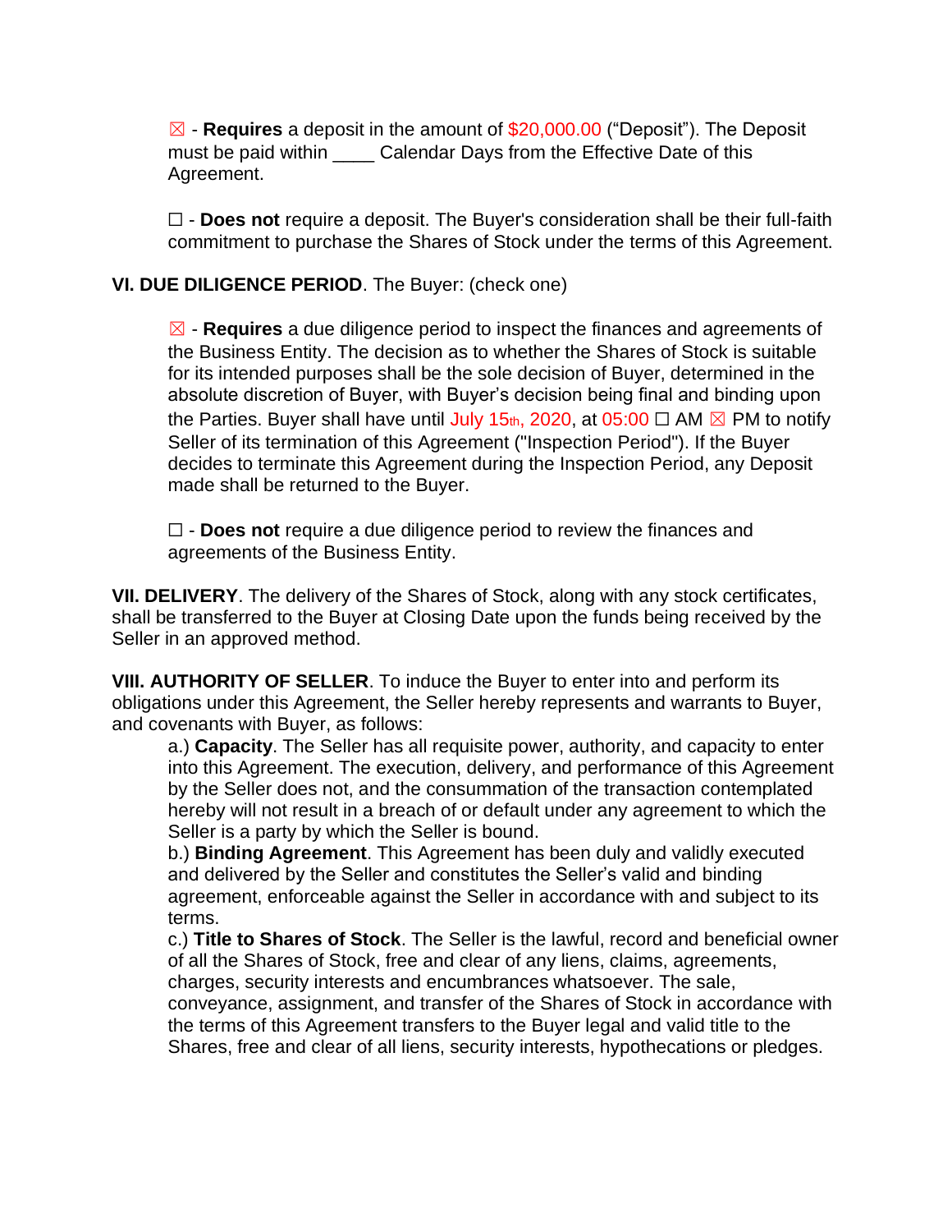☒ - **Requires** a deposit in the amount of $20,000.00 ("Deposit"). The Deposit must be paid within ____ Calendar Days from the Effective Date of this Agreement.

☐ - **Does not** require a deposit. The Buyer's consideration shall be their full-faith commitment to purchase the Shares of Stock under the terms of this Agreement.

**VI. DUE DILIGENCE PERIOD**. The Buyer: (check one)

☒ - **Requires** a due diligence period to inspect the finances and agreements of the Business Entity. The decision as to whether the Shares of Stock is suitable for its intended purposes shall be the sole decision of Buyer, determined in the absolute discretion of Buyer, with Buyer's decision being final and binding upon the Parties. Buyer shall have until July 15th, 2020, at 05:00 ☐ AM ☒ PM to notify Seller of its termination of this Agreement ("Inspection Period"). If the Buyer decides to terminate this Agreement during the Inspection Period, any Deposit made shall be returned to the Buyer.

☐ - **Does not** require a due diligence period to review the finances and agreements of the Business Entity.

**VII. DELIVERY**. The delivery of the Shares of Stock, along with any stock certificates, shall be transferred to the Buyer at Closing Date upon the funds being received by the Seller in an approved method.

**VIII. AUTHORITY OF SELLER**. To induce the Buyer to enter into and perform its obligations under this Agreement, the Seller hereby represents and warrants to Buyer, and covenants with Buyer, as follows:

a.) **Capacity**. The Seller has all requisite power, authority, and capacity to enter into this Agreement. The execution, delivery, and performance of this Agreement by the Seller does not, and the consummation of the transaction contemplated hereby will not result in a breach of or default under any agreement to which the Seller is a party by which the Seller is bound.

b.) **Binding Agreement**. This Agreement has been duly and validly executed and delivered by the Seller and constitutes the Seller's valid and binding agreement, enforceable against the Seller in accordance with and subject to its terms.

c.) **Title to Shares of Stock**. The Seller is the lawful, record and beneficial owner of all the Shares of Stock, free and clear of any liens, claims, agreements, charges, security interests and encumbrances whatsoever. The sale, conveyance, assignment, and transfer of the Shares of Stock in accordance with the terms of this Agreement transfers to the Buyer legal and valid title to the Shares, free and clear of all liens, security interests, hypothecations or pledges.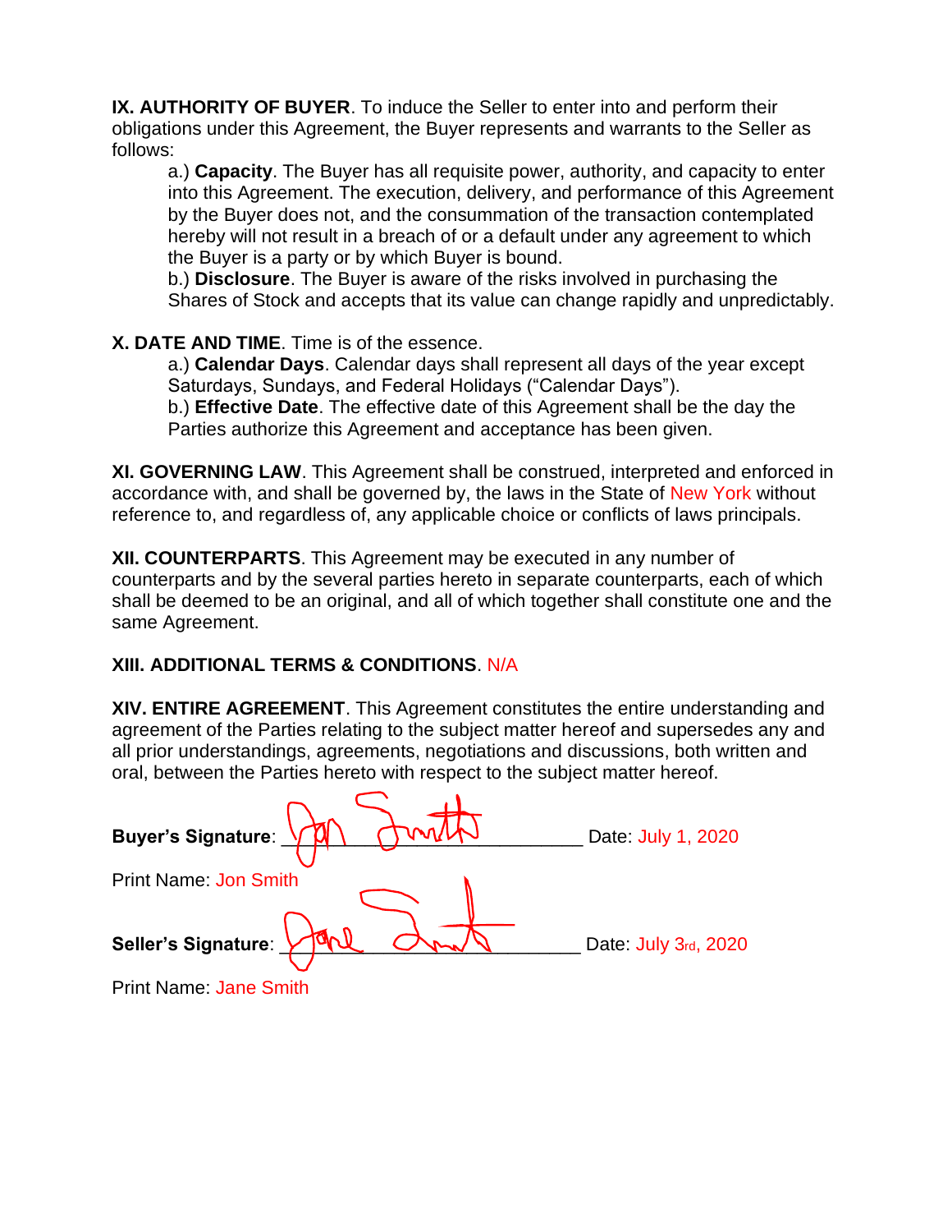**IX. AUTHORITY OF BUYER**. To induce the Seller to enter into and perform their obligations under this Agreement, the Buyer represents and warrants to the Seller as follows:

a.) **Capacity**. The Buyer has all requisite power, authority, and capacity to enter into this Agreement. The execution, delivery, and performance of this Agreement by the Buyer does not, and the consummation of the transaction contemplated hereby will not result in a breach of or a default under any agreement to which the Buyer is a party or by which Buyer is bound.

b.) **Disclosure**. The Buyer is aware of the risks involved in purchasing the Shares of Stock and accepts that its value can change rapidly and unpredictably.

**X. DATE AND TIME**. Time is of the essence.

a.) **Calendar Days**. Calendar days shall represent all days of the year except Saturdays, Sundays, and Federal Holidays ("Calendar Days").

b.) **Effective Date**. The effective date of this Agreement shall be the day the Parties authorize this Agreement and acceptance has been given.

**XI. GOVERNING LAW**. This Agreement shall be construed, interpreted and enforced in accordance with, and shall be governed by, the laws in the State of New York without reference to, and regardless of, any applicable choice or conflicts of laws principals.

**XII. COUNTERPARTS**. This Agreement may be executed in any number of counterparts and by the several parties hereto in separate counterparts, each of which shall be deemed to be an original, and all of which together shall constitute one and the same Agreement.

**XIII. ADDITIONAL TERMS & CONDITIONS**. N/A

**XIV. ENTIRE AGREEMENT**. This Agreement constitutes the entire understanding and agreement of the Parties relating to the subject matter hereof and supersedes any and all prior understandings, agreements, negotiations and discussions, both written and oral, between the Parties hereto with respect to the subject matter hereof.

**Buyer's Signature**: Jon Smith \_\_\_\_\_\_\_\_\_\_\_\_\_\_\_\_\_\_ Date: July 1, 2020

Print Name: Jon Smith

**Seller's Signature**: Jane Smith \_\_\_\_\_\_\_\_\_\_\_\_\_\_\_\_\_\_ Date: July 3rd, 2020

Print Name: Jane Smith